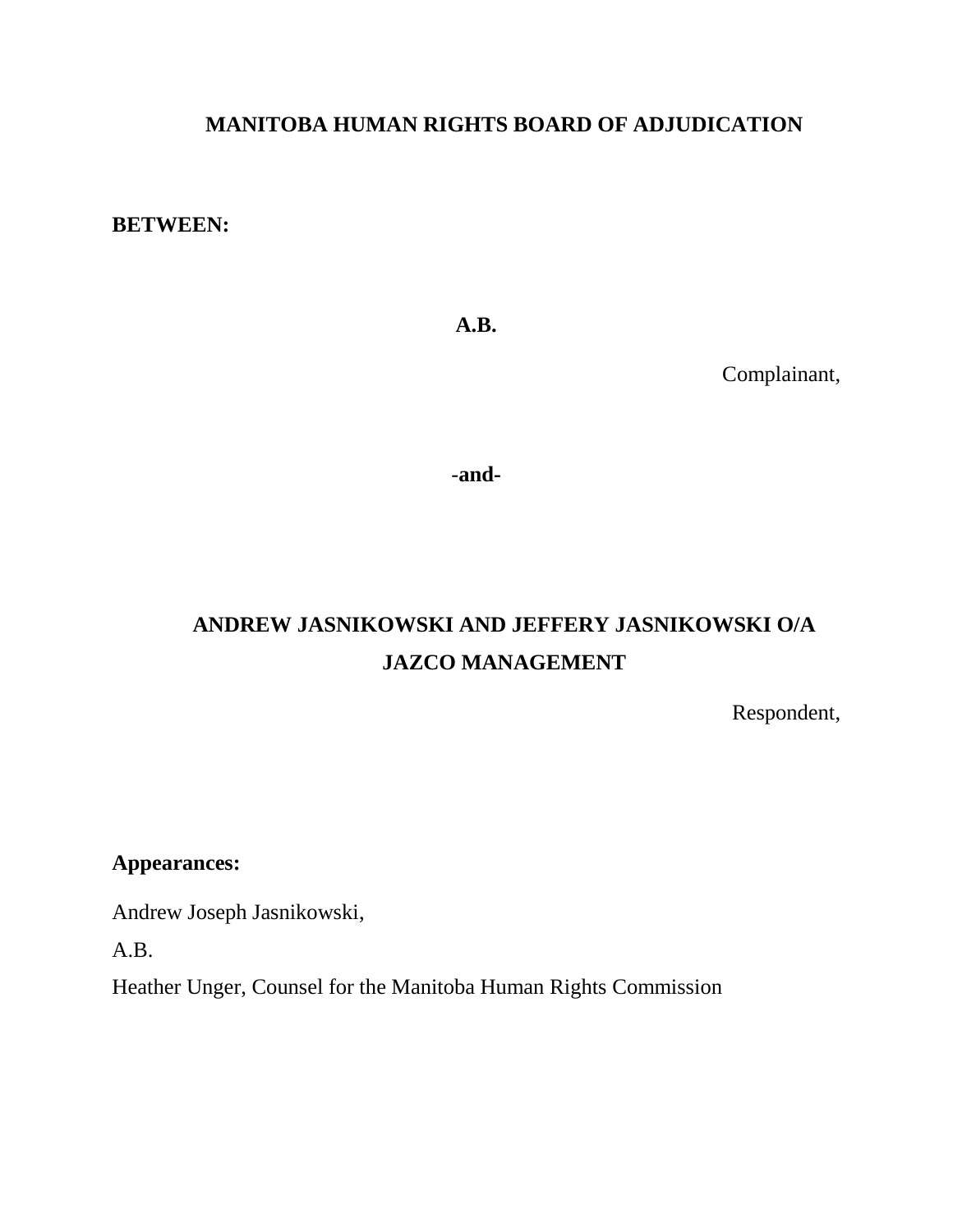# MANITOBA HUMAN RIGHTS BOARD OF ADJUDICATION

**BETWEEN:**

**A.B.**

Complainant,

**-and-**

**ANDREW JASNIKOWSKI AND JEFFERY JASNIKOWSKI O/A JAZCO MANAGEMENT**

Respondent,

**Appearances:**

Andrew Joseph Jasnikowski,

A.B.

Heather Unger, Counsel for the Manitoba Human Rights Commission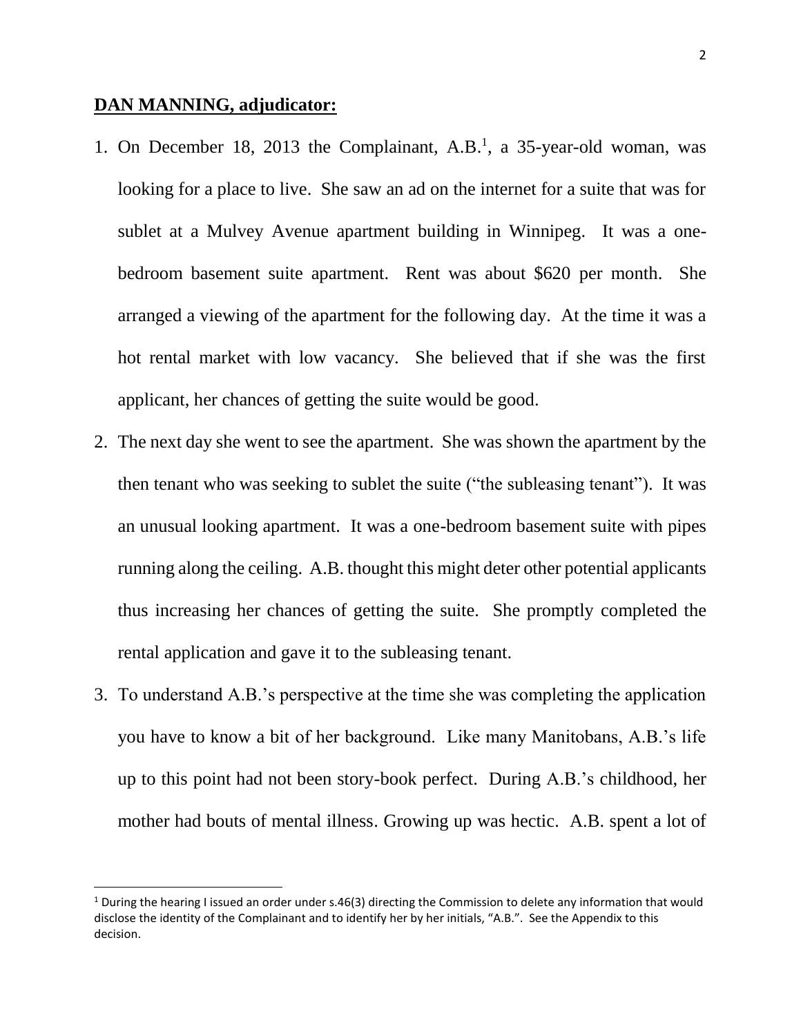**DAN MANNING, adjudicator:**

1. On December 18, 2013 the Complainant, A.B.[1], a 35-year-old woman, was looking for a place to live. She saw an ad on the internet for a suite that was for sublet at a Mulvey Avenue apartment building in Winnipeg. It was a one-bedroom basement suite apartment. Rent was about $620 per month. She arranged a viewing of the apartment for the following day. At the time it was a hot rental market with low vacancy. She believed that if she was the first applicant, her chances of getting the suite would be good.
2. The next day she went to see the apartment. She was shown the apartment by the then tenant who was seeking to sublet the suite ("the subleasing tenant"). It was an unusual looking apartment. It was a one-bedroom basement suite with pipes running along the ceiling. A.B. thought this might deter other potential applicants thus increasing her chances of getting the suite. She promptly completed the rental application and gave it to the subleasing tenant.
3. To understand A.B.'s perspective at the time she was completing the application you have to know a bit of her background. Like many Manitobans, A.B.'s life up to this point had not been story-book perfect. During A.B.'s childhood, her mother had bouts of mental illness. Growing up was hectic. A.B. spent a lot of

[1] During the hearing I issued an order under s.46(3) directing the Commission to delete any information that would disclose the identity of the Complainant and to identify her by her initials, "A.B.". See the Appendix to this decision.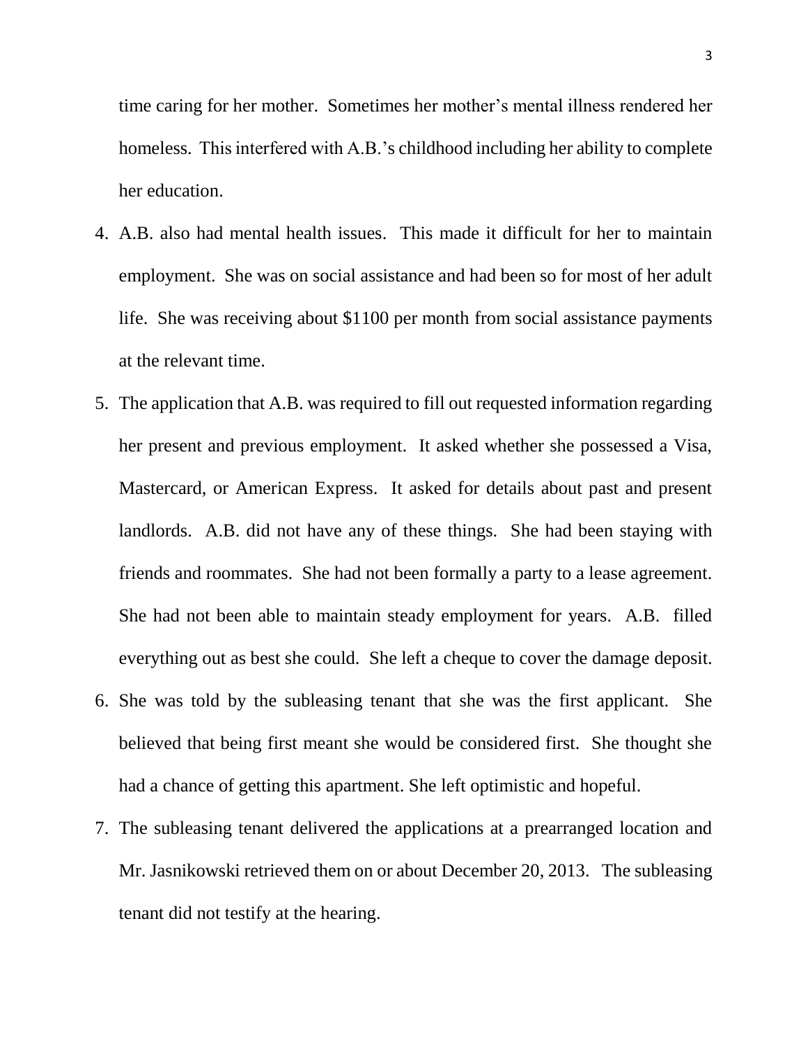time caring for her mother. Sometimes her mother's mental illness rendered her homeless. This interfered with A.B.'s childhood including her ability to complete her education.

4. A.B. also had mental health issues. This made it difficult for her to maintain employment. She was on social assistance and had been so for most of her adult life. She was receiving about $1100 per month from social assistance payments at the relevant time.
5. The application that A.B. was required to fill out requested information regarding her present and previous employment. It asked whether she possessed a Visa, Mastercard, or American Express. It asked for details about past and present landlords. A.B. did not have any of these things. She had been staying with friends and roommates. She had not been formally a party to a lease agreement. She had not been able to maintain steady employment for years. A.B. filled everything out as best she could. She left a cheque to cover the damage deposit.
6. She was told by the subleasing tenant that she was the first applicant. She believed that being first meant she would be considered first. She thought she had a chance of getting this apartment. She left optimistic and hopeful.
7. The subleasing tenant delivered the applications at a prearranged location and Mr. Jasnikowski retrieved them on or about December 20, 2013. The subleasing tenant did not testify at the hearing.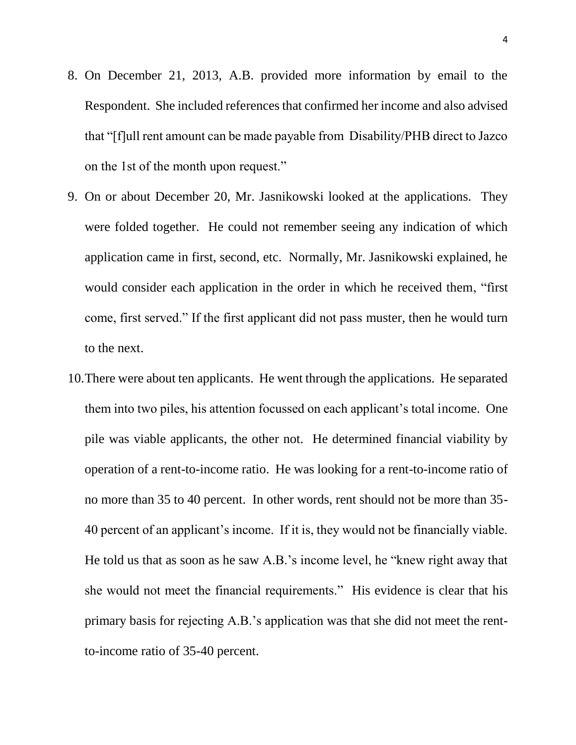8. On December 21, 2013, A.B. provided more information by email to the Respondent. She included references that confirmed her income and also advised that "[f]ull rent amount can be made payable from Disability/PHB direct to Jazco on the 1st of the month upon request."

9. On or about December 20, Mr. Jasnikowski looked at the applications. They were folded together. He could not remember seeing any indication of which application came in first, second, etc. Normally, Mr. Jasnikowski explained, he would consider each application in the order in which he received them, "first come, first served." If the first applicant did not pass muster, then he would turn to the next.

10. There were about ten applicants. He went through the applications. He separated them into two piles, his attention focussed on each applicant's total income. One pile was viable applicants, the other not. He determined financial viability by operation of a rent-to-income ratio. He was looking for a rent-to-income ratio of no more than 35 to 40 percent. In other words, rent should not be more than 35-40 percent of an applicant's income. If it is, they would not be financially viable. He told us that as soon as he saw A.B.'s income level, he "knew right away that she would not meet the financial requirements." His evidence is clear that his primary basis for rejecting A.B.'s application was that she did not meet the rent-to-income ratio of 35-40 percent.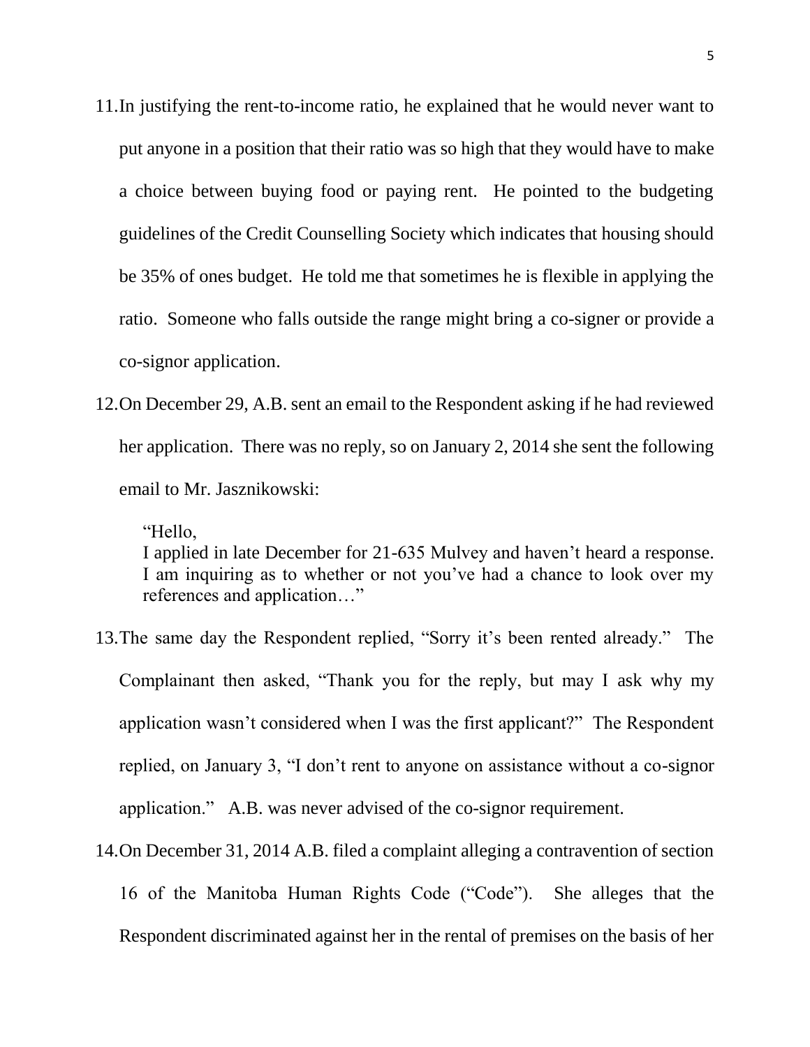11. In justifying the rent-to-income ratio, he explained that he would never want to put anyone in a position that their ratio was so high that they would have to make a choice between buying food or paying rent. He pointed to the budgeting guidelines of the Credit Counselling Society which indicates that housing should be 35% of ones budget. He told me that sometimes he is flexible in applying the ratio. Someone who falls outside the range might bring a co-signer or provide a co-signor application.

12. On December 29, A.B. sent an email to the Respondent asking if he had reviewed her application. There was no reply, so on January 2, 2014 she sent the following email to Mr. Jasznikowski:

    > "Hello,
    > I applied in late December for 21-635 Mulvey and haven't heard a response. I am inquiring as to whether or not you've had a chance to look over my references and application…"

13. The same day the Respondent replied, "Sorry it's been rented already." The Complainant then asked, "Thank you for the reply, but may I ask why my application wasn't considered when I was the first applicant?" The Respondent replied, on January 3, "I don't rent to anyone on assistance without a co-signor application." A.B. was never advised of the co-signor requirement.

14. On December 31, 2014 A.B. filed a complaint alleging a contravention of section 16 of the Manitoba Human Rights Code ("Code"). She alleges that the Respondent discriminated against her in the rental of premises on the basis of her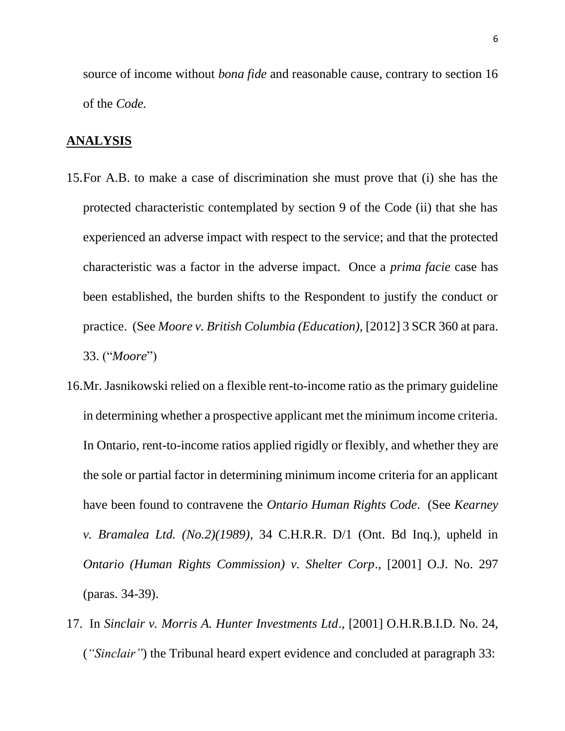source of income without *bona fide* and reasonable cause, contrary to section 16 of the *Code.*

## ANALYSIS

15. For A.B. to make a case of discrimination she must prove that (i) she has the protected characteristic contemplated by section 9 of the Code (ii) that she has experienced an adverse impact with respect to the service; and that the protected characteristic was a factor in the adverse impact. Once a *prima facie* case has been established, the burden shifts to the Respondent to justify the conduct or practice. (See *Moore v. British Columbia (Education),* [2012] 3 SCR 360 at para. 33. ("*Moore*")

16. Mr. Jasnikowski relied on a flexible rent-to-income ratio as the primary guideline in determining whether a prospective applicant met the minimum income criteria. In Ontario, rent-to-income ratios applied rigidly or flexibly, and whether they are the sole or partial factor in determining minimum income criteria for an applicant have been found to contravene the *Ontario Human Rights Code*. (See *Kearney v. Bramalea Ltd. (No.2)(1989)*, 34 C.H.R.R. D/1 (Ont. Bd Inq.), upheld in *Ontario (Human Rights Commission) v. Shelter Corp*., [2001] O.J. No. 297 (paras. 34-39).

17. In *Sinclair v. Morris A. Hunter Investments Ltd*., [2001] O.H.R.B.I.D. No. 24, (*"Sinclair"*) the Tribunal heard expert evidence and concluded at paragraph 33: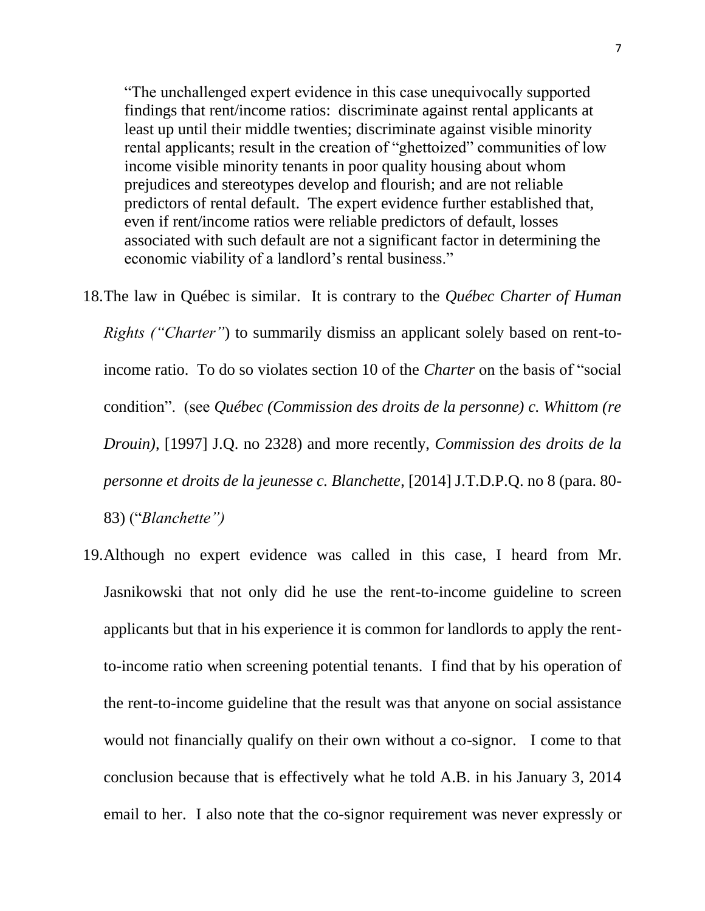> "The unchallenged expert evidence in this case unequivocally supported findings that rent/income ratios: discriminate against rental applicants at least up until their middle twenties; discriminate against visible minority rental applicants; result in the creation of "ghettoized" communities of low income visible minority tenants in poor quality housing about whom prejudices and stereotypes develop and flourish; and are not reliable predictors of rental default. The expert evidence further established that, even if rent/income ratios were reliable predictors of default, losses associated with such default are not a significant factor in determining the economic viability of a landlord's rental business."

18. The law in Québec is similar. It is contrary to the *Québec Charter of Human Rights ("Charter")* to summarily dismiss an applicant solely based on rent-to-income ratio. To do so violates section 10 of the *Charter* on the basis of "social condition". (see *Québec (Commission des droits de la personne) c. Whittom (re Drouin)*, [1997] J.Q. no 2328) and more recently, *Commission des droits de la personne et droits de la jeunesse c. Blanchette*, [2014] J.T.D.P.Q. no 8 (para. 80-83) ("*Blanchette")*

19. Although no expert evidence was called in this case, I heard from Mr. Jasnikowski that not only did he use the rent-to-income guideline to screen applicants but that in his experience it is common for landlords to apply the rent-to-income ratio when screening potential tenants. I find that by his operation of the rent-to-income guideline that the result was that anyone on social assistance would not financially qualify on their own without a co-signor. I come to that conclusion because that is effectively what he told A.B. in his January 3, 2014 email to her. I also note that the co-signor requirement was never expressly or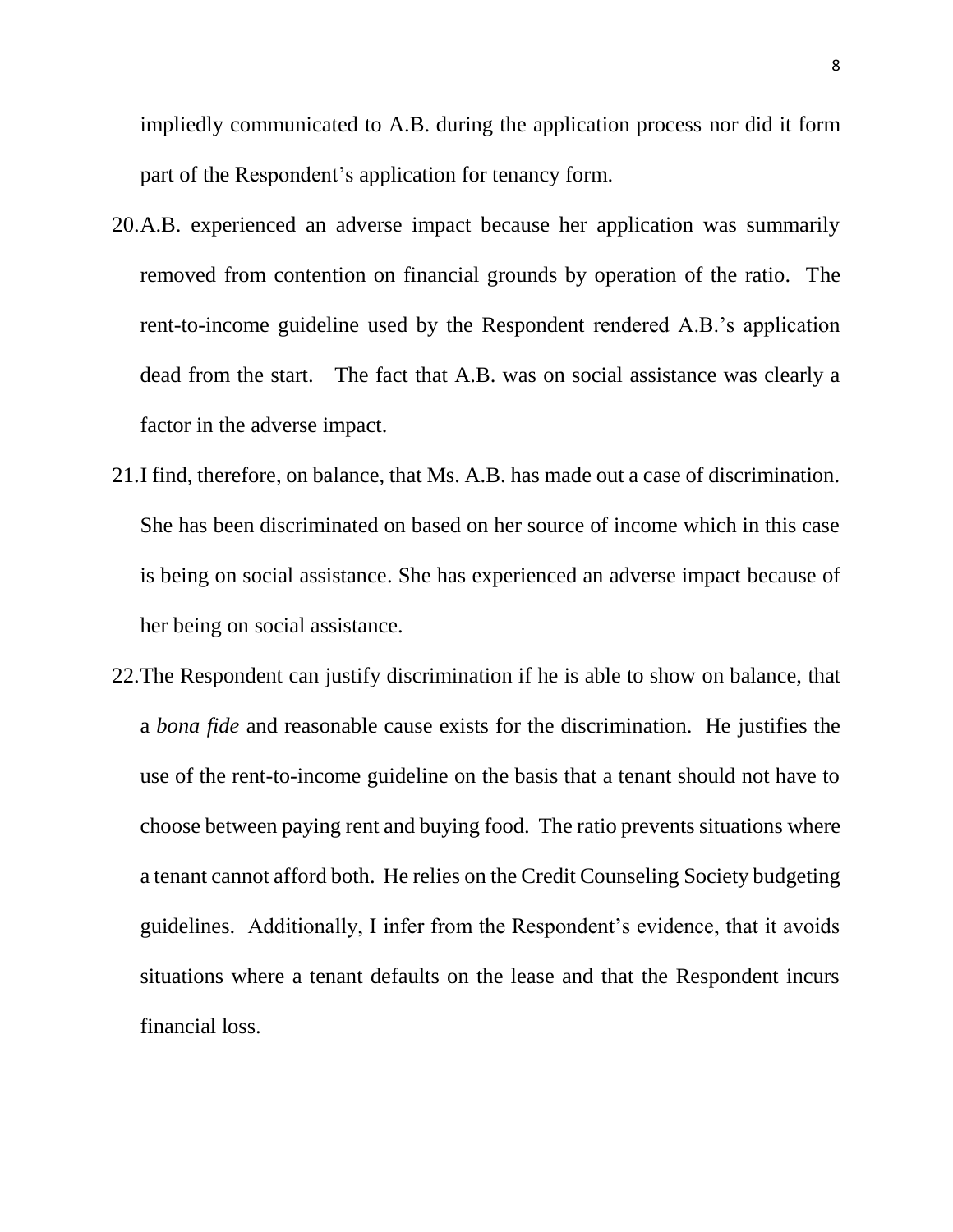impliedly communicated to A.B. during the application process nor did it form part of the Respondent's application for tenancy form.

20. A.B. experienced an adverse impact because her application was summarily removed from contention on financial grounds by operation of the ratio. The rent-to-income guideline used by the Respondent rendered A.B.'s application dead from the start. The fact that A.B. was on social assistance was clearly a factor in the adverse impact.

21. I find, therefore, on balance, that Ms. A.B. has made out a case of discrimination. She has been discriminated on based on her source of income which in this case is being on social assistance. She has experienced an adverse impact because of her being on social assistance.

22. The Respondent can justify discrimination if he is able to show on balance, that a *bona fide* and reasonable cause exists for the discrimination. He justifies the use of the rent-to-income guideline on the basis that a tenant should not have to choose between paying rent and buying food. The ratio prevents situations where a tenant cannot afford both. He relies on the Credit Counseling Society budgeting guidelines. Additionally, I infer from the Respondent's evidence, that it avoids situations where a tenant defaults on the lease and that the Respondent incurs financial loss.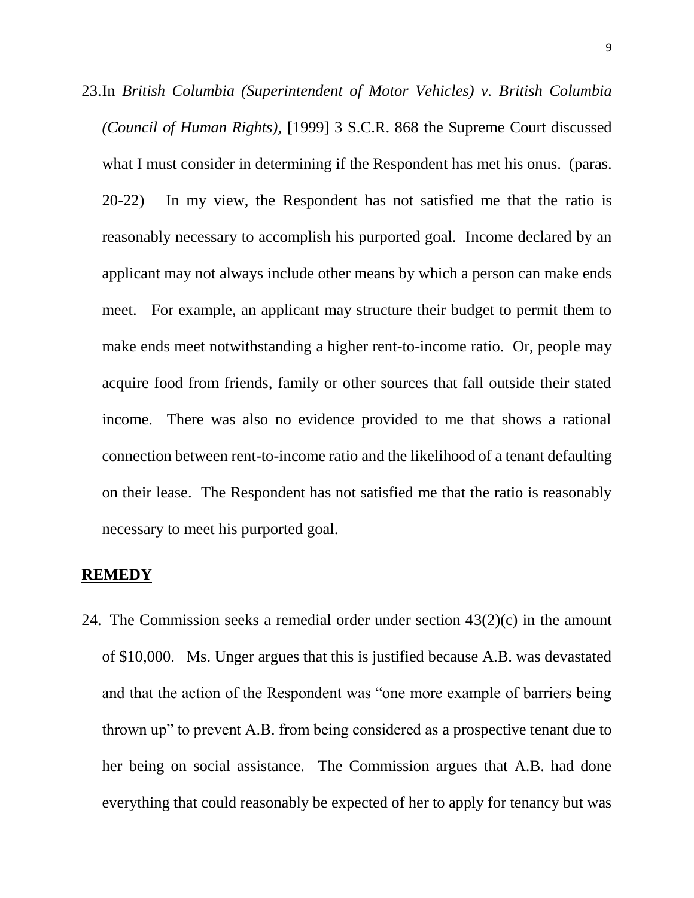23. In *British Columbia (Superintendent of Motor Vehicles) v. British Columbia (Council of Human Rights),* [1999] 3 S.C.R. 868 the Supreme Court discussed what I must consider in determining if the Respondent has met his onus. (paras. 20-22) In my view, the Respondent has not satisfied me that the ratio is reasonably necessary to accomplish his purported goal. Income declared by an applicant may not always include other means by which a person can make ends meet. For example, an applicant may structure their budget to permit them to make ends meet notwithstanding a higher rent-to-income ratio. Or, people may acquire food from friends, family or other sources that fall outside their stated income. There was also no evidence provided to me that shows a rational connection between rent-to-income ratio and the likelihood of a tenant defaulting on their lease. The Respondent has not satisfied me that the ratio is reasonably necessary to meet his purported goal.

## REMEDY

24. The Commission seeks a remedial order under section 43(2)(c) in the amount of $10,000. Ms. Unger argues that this is justified because A.B. was devastated and that the action of the Respondent was "one more example of barriers being thrown up" to prevent A.B. from being considered as a prospective tenant due to her being on social assistance. The Commission argues that A.B. had done everything that could reasonably be expected of her to apply for tenancy but was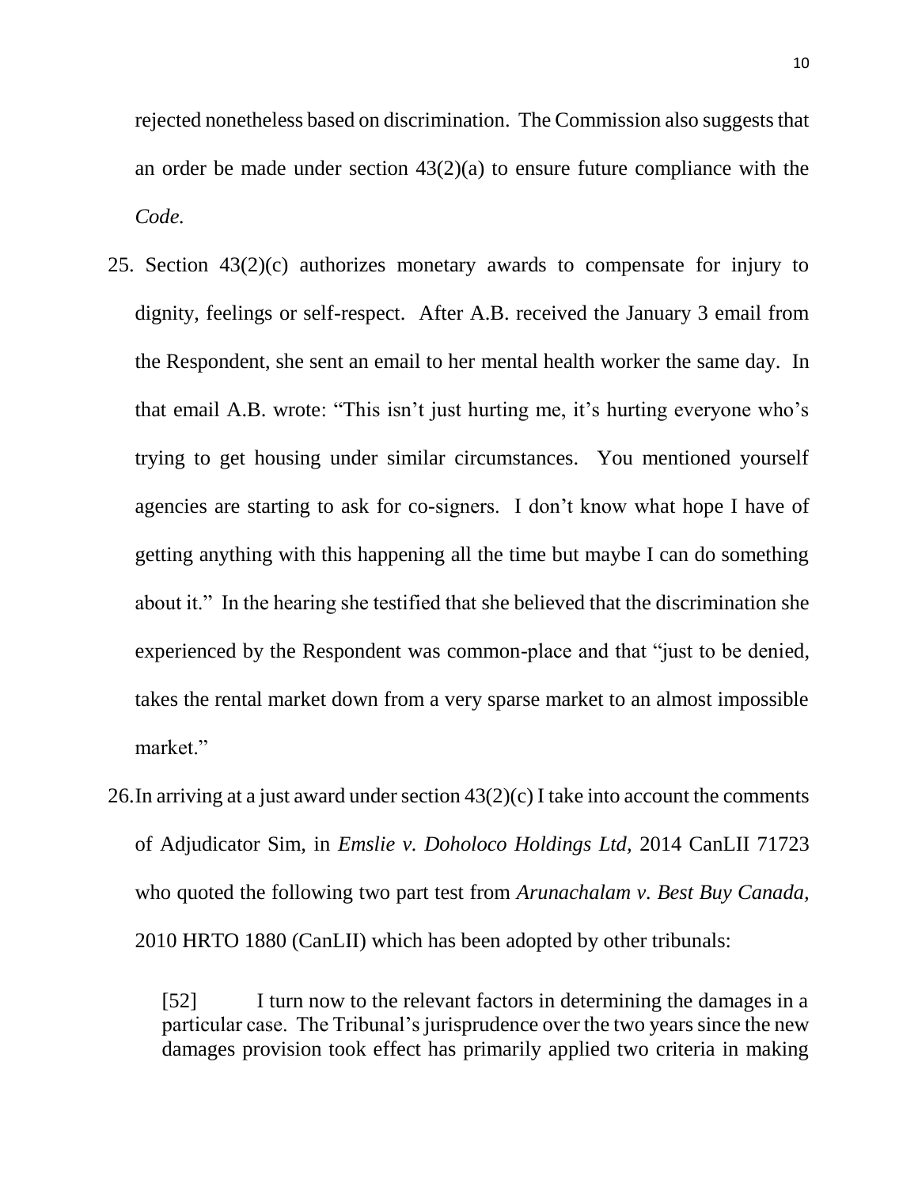rejected nonetheless based on discrimination. The Commission also suggests that an order be made under section 43(2)(a) to ensure future compliance with the *Code.*

25. Section 43(2)(c) authorizes monetary awards to compensate for injury to dignity, feelings or self-respect. After A.B. received the January 3 email from the Respondent, she sent an email to her mental health worker the same day. In that email A.B. wrote: "This isn't just hurting me, it's hurting everyone who's trying to get housing under similar circumstances. You mentioned yourself agencies are starting to ask for co-signers. I don't know what hope I have of getting anything with this happening all the time but maybe I can do something about it." In the hearing she testified that she believed that the discrimination she experienced by the Respondent was common-place and that "just to be denied, takes the rental market down from a very sparse market to an almost impossible market."

26. In arriving at a just award under section 43(2)(c) I take into account the comments of Adjudicator Sim, in *Emslie v. Doholoco Holdings Ltd,* 2014 CanLII 71723 who quoted the following two part test from *Arunachalam v. Best Buy Canada*, 2010 HRTO 1880 (CanLII) which has been adopted by other tribunals:

> [52] I turn now to the relevant factors in determining the damages in a particular case. The Tribunal's jurisprudence over the two years since the new damages provision took effect has primarily applied two criteria in making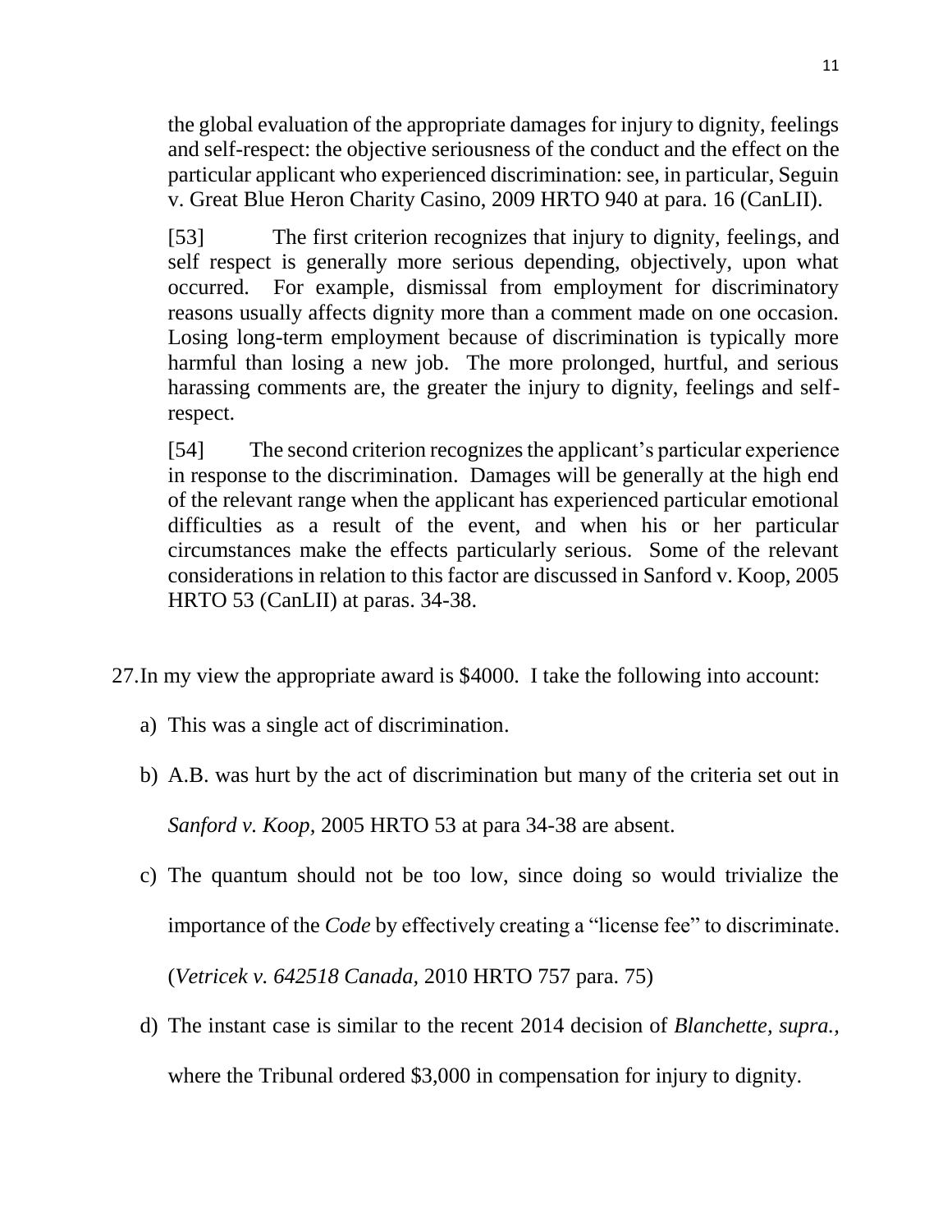the global evaluation of the appropriate damages for injury to dignity, feelings and self-respect: the objective seriousness of the conduct and the effect on the particular applicant who experienced discrimination: see, in particular, Seguin v. Great Blue Heron Charity Casino, 2009 HRTO 940 at para. 16 (CanLII).

> [53] The first criterion recognizes that injury to dignity, feelings, and self respect is generally more serious depending, objectively, upon what occurred. For example, dismissal from employment for discriminatory reasons usually affects dignity more than a comment made on one occasion. Losing long-term employment because of discrimination is typically more harmful than losing a new job. The more prolonged, hurtful, and serious harassing comments are, the greater the injury to dignity, feelings and self-respect.
>
> [54] The second criterion recognizes the applicant's particular experience in response to the discrimination. Damages will be generally at the high end of the relevant range when the applicant has experienced particular emotional difficulties as a result of the event, and when his or her particular circumstances make the effects particularly serious. Some of the relevant considerations in relation to this factor are discussed in Sanford v. Koop, 2005 HRTO 53 (CanLII) at paras. 34-38.

27. In my view the appropriate award is $4000. I take the following into account:

a) This was a single act of discrimination.

b) A.B. was hurt by the act of discrimination but many of the criteria set out in *Sanford v. Koop,* 2005 HRTO 53 at para 34-38 are absent.

c) The quantum should not be too low, since doing so would trivialize the importance of the *Code* by effectively creating a "license fee" to discriminate. (*Vetricek v. 642518 Canada,* 2010 HRTO 757 para. 75)

d) The instant case is similar to the recent 2014 decision of *Blanchette, supra.,* where the Tribunal ordered $3,000 in compensation for injury to dignity.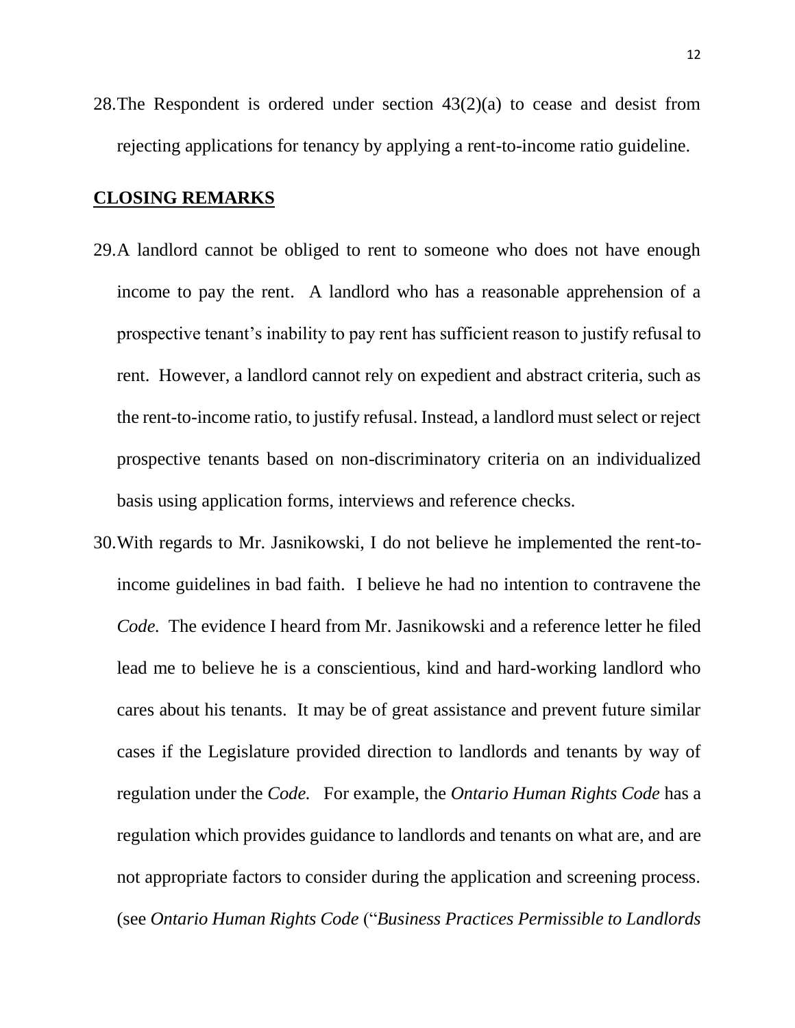28. The Respondent is ordered under section 43(2)(a) to cease and desist from rejecting applications for tenancy by applying a rent-to-income ratio guideline.

## CLOSING REMARKS

29. A landlord cannot be obliged to rent to someone who does not have enough income to pay the rent. A landlord who has a reasonable apprehension of a prospective tenant's inability to pay rent has sufficient reason to justify refusal to rent. However, a landlord cannot rely on expedient and abstract criteria, such as the rent-to-income ratio, to justify refusal. Instead, a landlord must select or reject prospective tenants based on non-discriminatory criteria on an individualized basis using application forms, interviews and reference checks.

30. With regards to Mr. Jasnikowski, I do not believe he implemented the rent-to-income guidelines in bad faith. I believe he had no intention to contravene the *Code.* The evidence I heard from Mr. Jasnikowski and a reference letter he filed lead me to believe he is a conscientious, kind and hard-working landlord who cares about his tenants. It may be of great assistance and prevent future similar cases if the Legislature provided direction to landlords and tenants by way of regulation under the *Code.* For example, the *Ontario Human Rights Code* has a regulation which provides guidance to landlords and tenants on what are, and are not appropriate factors to consider during the application and screening process. (see *Ontario Human Rights Code* ("*Business Practices Permissible to Landlords*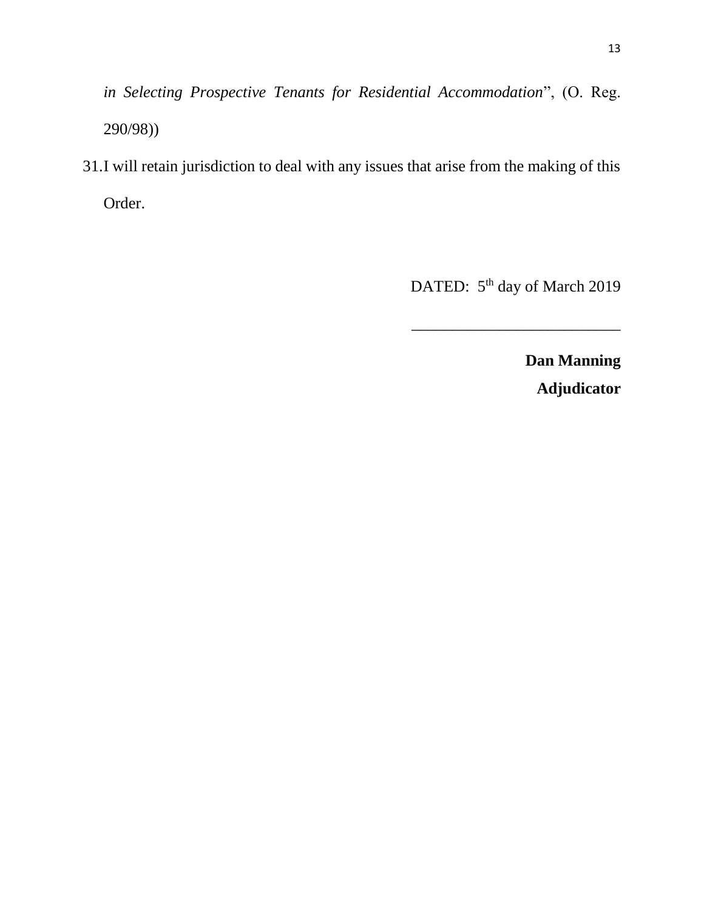*in Selecting Prospective Tenants for Residential Accommodation*", (O. Reg. 290/98))

31. I will retain jurisdiction to deal with any issues that arise from the making of this Order.

DATED: 5th day of March 2019

___________________________

**Dan Manning**

**Adjudicator**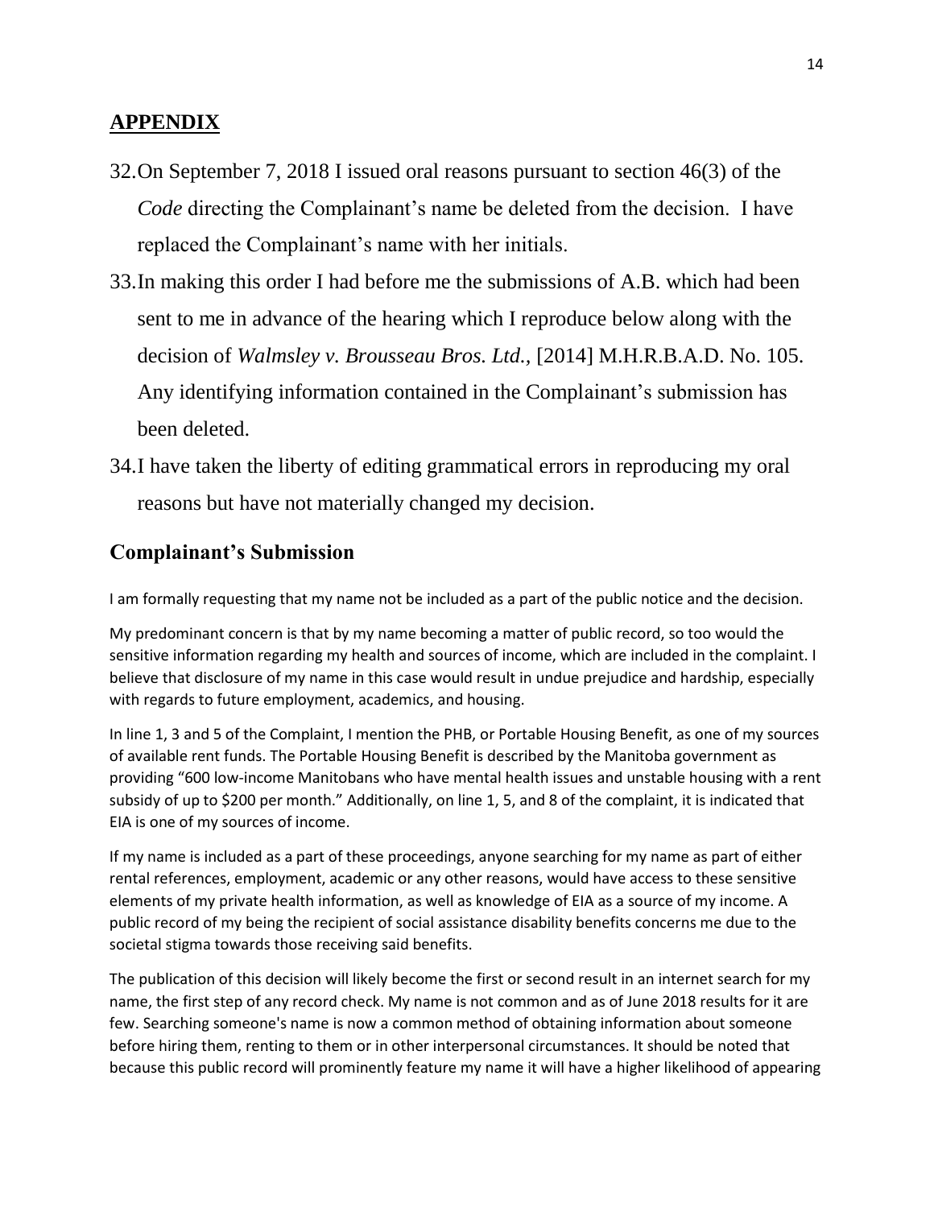## APPENDIX

32. On September 7, 2018 I issued oral reasons pursuant to section 46(3) of the *Code* directing the Complainant's name be deleted from the decision. I have replaced the Complainant's name with her initials.
33. In making this order I had before me the submissions of A.B. which had been sent to me in advance of the hearing which I reproduce below along with the decision of *Walmsley v. Brousseau Bros. Ltd.*, [2014] M.H.R.B.A.D. No. 105. Any identifying information contained in the Complainant's submission has been deleted.
34. I have taken the liberty of editing grammatical errors in reproducing my oral reasons but have not materially changed my decision.

### Complainant's Submission

I am formally requesting that my name not be included as a part of the public notice and the decision.

My predominant concern is that by my name becoming a matter of public record, so too would the sensitive information regarding my health and sources of income, which are included in the complaint. I believe that disclosure of my name in this case would result in undue prejudice and hardship, especially with regards to future employment, academics, and housing.

In line 1, 3 and 5 of the Complaint, I mention the PHB, or Portable Housing Benefit, as one of my sources of available rent funds. The Portable Housing Benefit is described by the Manitoba government as providing "600 low-income Manitobans who have mental health issues and unstable housing with a rent subsidy of up to $200 per month." Additionally, on line 1, 5, and 8 of the complaint, it is indicated that EIA is one of my sources of income.

If my name is included as a part of these proceedings, anyone searching for my name as part of either rental references, employment, academic or any other reasons, would have access to these sensitive elements of my private health information, as well as knowledge of EIA as a source of my income. A public record of my being the recipient of social assistance disability benefits concerns me due to the societal stigma towards those receiving said benefits.

The publication of this decision will likely become the first or second result in an internet search for my name, the first step of any record check. My name is not common and as of June 2018 results for it are few. Searching someone's name is now a common method of obtaining information about someone before hiring them, renting to them or in other interpersonal circumstances. It should be noted that because this public record will prominently feature my name it will have a higher likelihood of appearing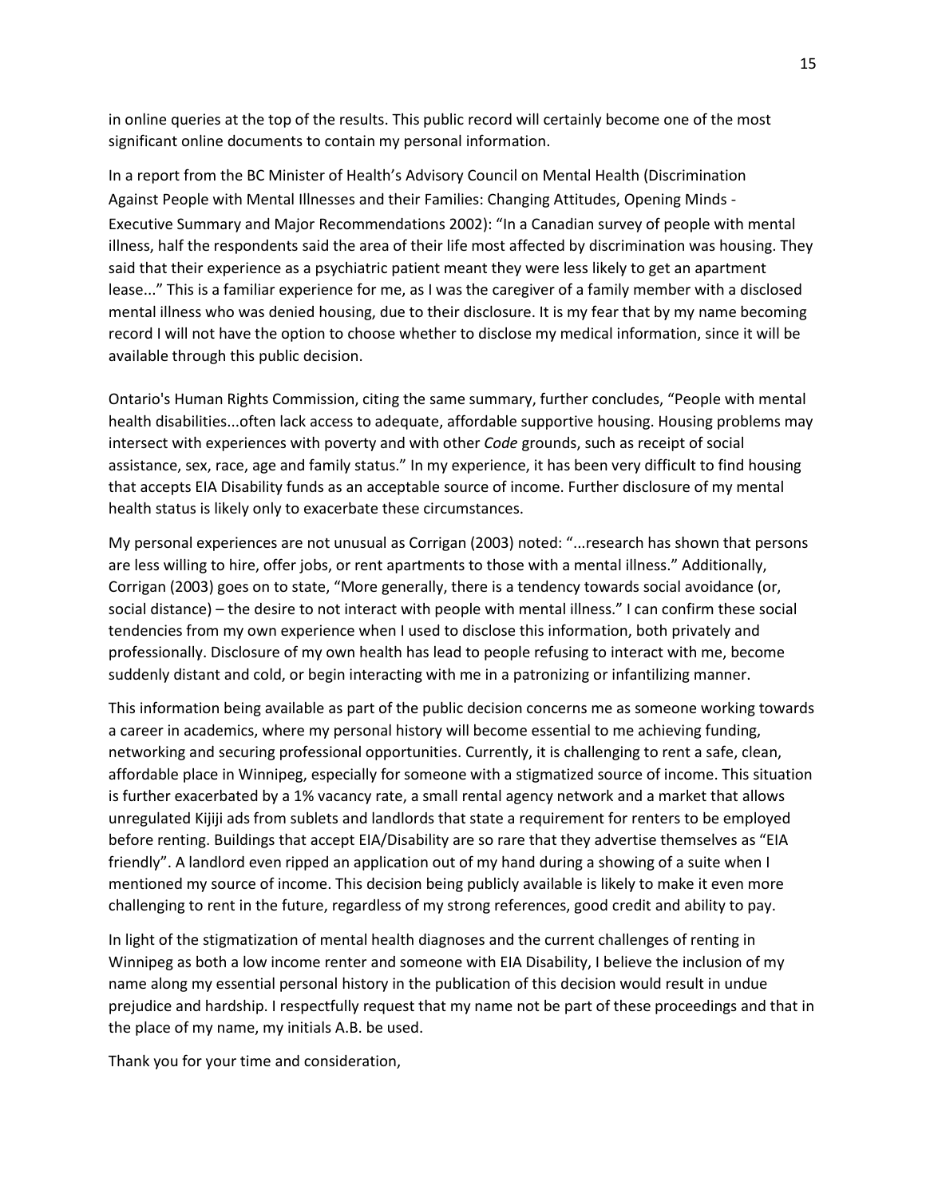in online queries at the top of the results. This public record will certainly become one of the most significant online documents to contain my personal information.

In a report from the BC Minister of Health's Advisory Council on Mental Health (Discrimination Against People with Mental Illnesses and their Families: Changing Attitudes, Opening Minds - Executive Summary and Major Recommendations 2002): "In a Canadian survey of people with mental illness, half the respondents said the area of their life most affected by discrimination was housing. They said that their experience as a psychiatric patient meant they were less likely to get an apartment lease..." This is a familiar experience for me, as I was the caregiver of a family member with a disclosed mental illness who was denied housing, due to their disclosure. It is my fear that by my name becoming record I will not have the option to choose whether to disclose my medical information, since it will be available through this public decision.

Ontario's Human Rights Commission, citing the same summary, further concludes, "People with mental health disabilities...often lack access to adequate, affordable supportive housing. Housing problems may intersect with experiences with poverty and with other *Code* grounds, such as receipt of social assistance, sex, race, age and family status." In my experience, it has been very difficult to find housing that accepts EIA Disability funds as an acceptable source of income. Further disclosure of my mental health status is likely only to exacerbate these circumstances.

My personal experiences are not unusual as Corrigan (2003) noted: "...research has shown that persons are less willing to hire, offer jobs, or rent apartments to those with a mental illness." Additionally, Corrigan (2003) goes on to state, "More generally, there is a tendency towards social avoidance (or, social distance) – the desire to not interact with people with mental illness." I can confirm these social tendencies from my own experience when I used to disclose this information, both privately and professionally. Disclosure of my own health has lead to people refusing to interact with me, become suddenly distant and cold, or begin interacting with me in a patronizing or infantilizing manner.

This information being available as part of the public decision concerns me as someone working towards a career in academics, where my personal history will become essential to me achieving funding, networking and securing professional opportunities. Currently, it is challenging to rent a safe, clean, affordable place in Winnipeg, especially for someone with a stigmatized source of income. This situation is further exacerbated by a 1% vacancy rate, a small rental agency network and a market that allows unregulated Kijiji ads from sublets and landlords that state a requirement for renters to be employed before renting. Buildings that accept EIA/Disability are so rare that they advertise themselves as "EIA friendly". A landlord even ripped an application out of my hand during a showing of a suite when I mentioned my source of income. This decision being publicly available is likely to make it even more challenging to rent in the future, regardless of my strong references, good credit and ability to pay.

In light of the stigmatization of mental health diagnoses and the current challenges of renting in Winnipeg as both a low income renter and someone with EIA Disability, I believe the inclusion of my name along my essential personal history in the publication of this decision would result in undue prejudice and hardship. I respectfully request that my name not be part of these proceedings and that in the place of my name, my initials A.B. be used.

Thank you for your time and consideration,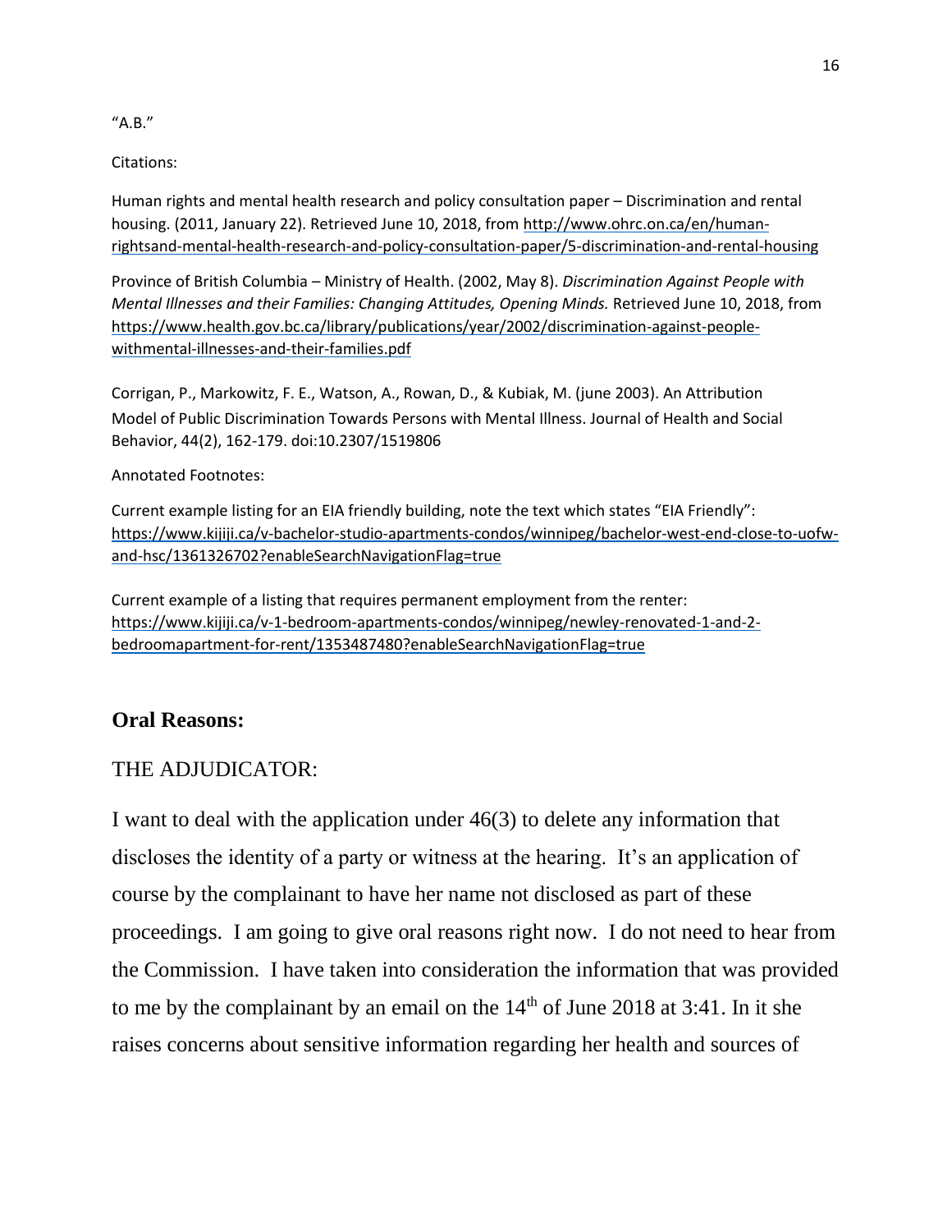"A.B."

Citations:

Human rights and mental health research and policy consultation paper – Discrimination and rental housing. (2011, January 22). Retrieved June 10, 2018, from http://www.ohrc.on.ca/en/human-rightsand-mental-health-research-and-policy-consultation-paper/5-discrimination-and-rental-housing

Province of British Columbia – Ministry of Health. (2002, May 8). *Discrimination Against People with Mental Illnesses and their Families: Changing Attitudes, Opening Minds.* Retrieved June 10, 2018, from https://www.health.gov.bc.ca/library/publications/year/2002/discrimination-against-people-withmental-illnesses-and-their-families.pdf

Corrigan, P., Markowitz, F. E., Watson, A., Rowan, D., & Kubiak, M. (june 2003). An Attribution Model of Public Discrimination Towards Persons with Mental Illness. Journal of Health and Social Behavior, 44(2), 162-179. doi:10.2307/1519806

Annotated Footnotes:

Current example listing for an EIA friendly building, note the text which states "EIA Friendly": https://www.kijiji.ca/v-bachelor-studio-apartments-condos/winnipeg/bachelor-west-end-close-to-uofw-and-hsc/1361326702?enableSearchNavigationFlag=true

Current example of a listing that requires permanent employment from the renter: https://www.kijiji.ca/v-1-bedroom-apartments-condos/winnipeg/newley-renovated-1-and-2-bedroomapartment-for-rent/1353487480?enableSearchNavigationFlag=true

## Oral Reasons:

THE ADJUDICATOR:

I want to deal with the application under 46(3) to delete any information that discloses the identity of a party or witness at the hearing. It's an application of course by the complainant to have her name not disclosed as part of these proceedings. I am going to give oral reasons right now. I do not need to hear from the Commission. I have taken into consideration the information that was provided to me by the complainant by an email on the 14th of June 2018 at 3:41. In it she raises concerns about sensitive information regarding her health and sources of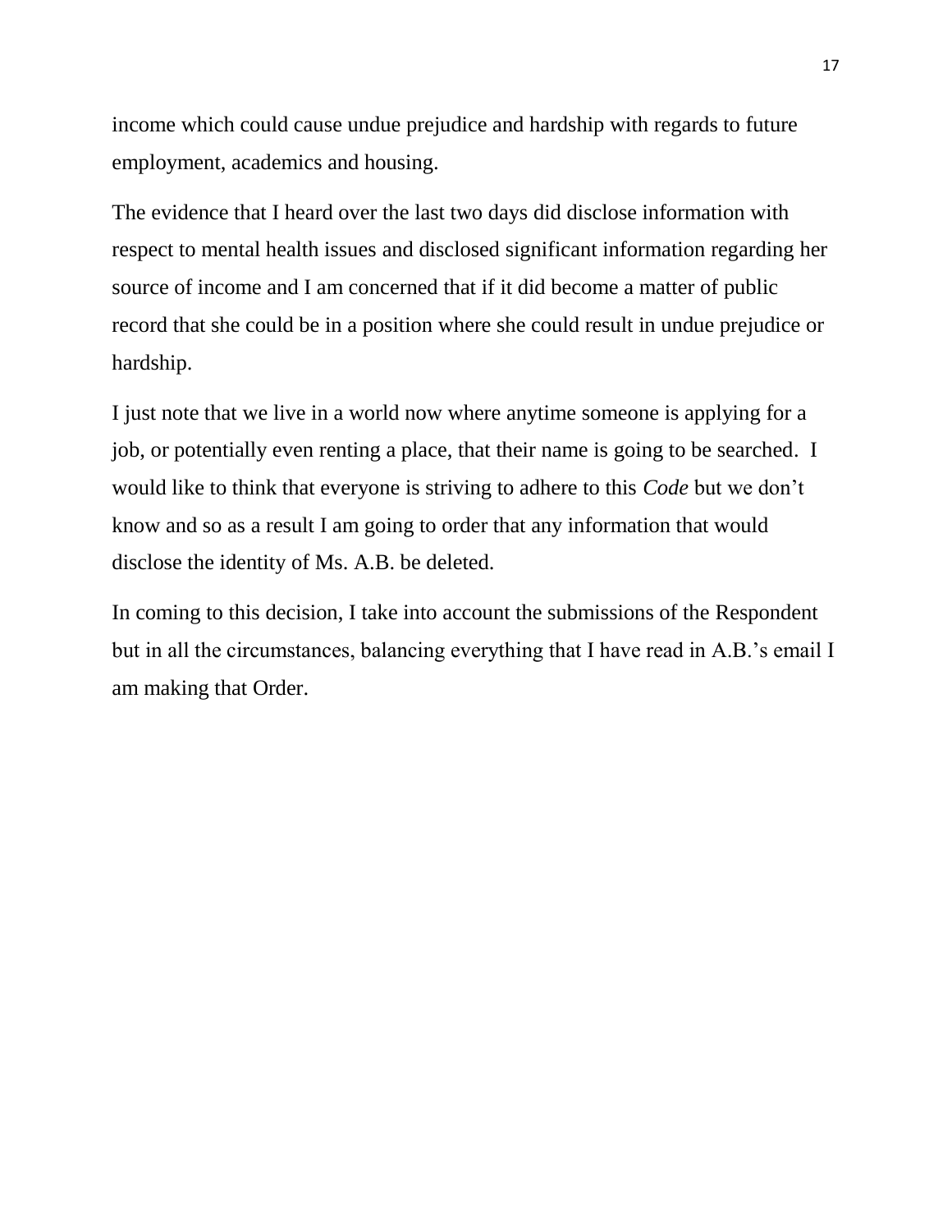income which could cause undue prejudice and hardship with regards to future employment, academics and housing.

The evidence that I heard over the last two days did disclose information with respect to mental health issues and disclosed significant information regarding her source of income and I am concerned that if it did become a matter of public record that she could be in a position where she could result in undue prejudice or hardship.

I just note that we live in a world now where anytime someone is applying for a job, or potentially even renting a place, that their name is going to be searched. I would like to think that everyone is striving to adhere to this *Code* but we don't know and so as a result I am going to order that any information that would disclose the identity of Ms. A.B. be deleted.

In coming to this decision, I take into account the submissions of the Respondent but in all the circumstances, balancing everything that I have read in A.B.'s email I am making that Order.